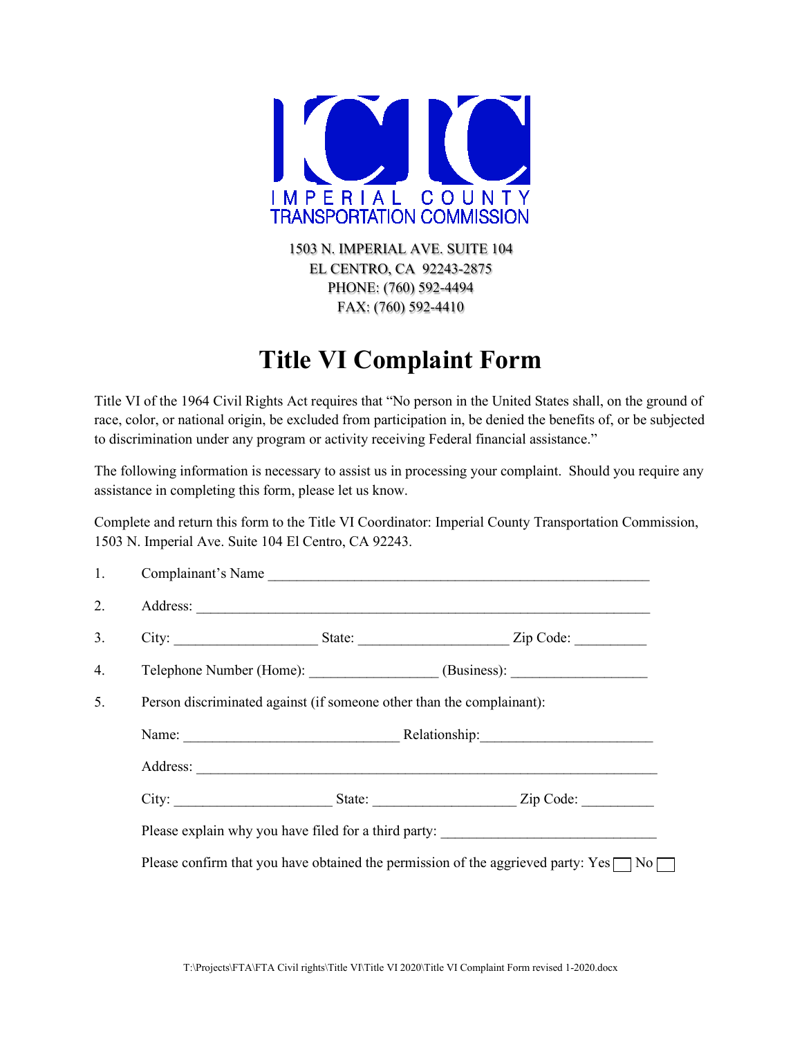IMPERIAL COUNTY
TRANSPORTATION COMMISSION

1503 N. IMPERIAL AVE. SUITE 104
EL CENTRO, CA 92243-2875
PHONE: (760) 592-4494
FAX: (760) 592-4410

# Title VI Complaint Form

Title VI of the 1964 Civil Rights Act requires that "No person in the United States shall, on the ground of race, color, or national origin, be excluded from participation in, be denied the benefits of, or be subjected to discrimination under any program or activity receiving Federal financial assistance."

The following information is necessary to assist us in processing your complaint. Should you require any assistance in completing this form, please let us know.

Complete and return this form to the Title VI Coordinator: Imperial County Transportation Commission, 1503 N. Imperial Ave. Suite 104 El Centro, CA 92243.

1. Complainant's Name ______________________________________________________

2. Address: _______________________________________________________________

3. City: ___________________ State: ____________________ Zip Code: _________

4. Telephone Number (Home): ________________ (Business): __________________

5. Person discriminated against (if someone other than the complainant):

   Name: _____________________________ Relationship:_______________________

   Address: _______________________________________________________________

   City: _____________________ State: ___________________ Zip Code: _________

   Please explain why you have filed for a third party: ____________________________

   Please confirm that you have obtained the permission of the aggrieved party: Yes ☐ No ☐

T:\Projects\FTA\FTA Civil rights\Title VI\Title VI 2020\Title VI Complaint Form revised 1-2020.docx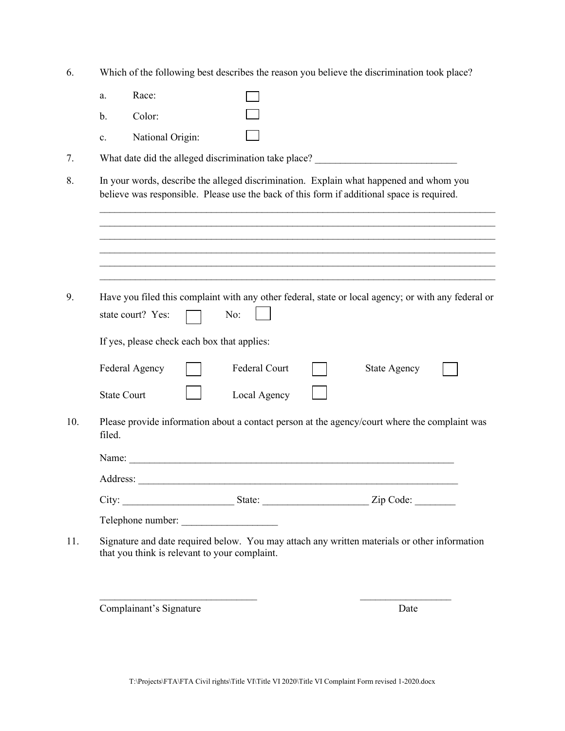6. Which of the following best describes the reason you believe the discrimination took place?

   a. Race: ☐

   b. Color: ☐

   c. National Origin: ☐

7. What date did the alleged discrimination take place? ____________________________

8. In your words, describe the alleged discrimination. Explain what happened and whom you believe was responsible. Please use the back of this form if additional space is required.

   ______________________________________________________________________________
   ______________________________________________________________________________
   ______________________________________________________________________________
   ______________________________________________________________________________
   ______________________________________________________________________________
   ______________________________________________________________________________

9. Have you filed this complaint with any other federal, state or local agency; or with any federal or state court? Yes: ☐ No: ☐

   If yes, please check each box that applies:

   Federal Agency ☐ Federal Court ☐ State Agency ☐

   State Court ☐ Local Agency ☐

10. Please provide information about a contact person at the agency/court where the complaint was filed.

    Name: ____________________________________________________________________

    Address: __________________________________________________________________

    City: ______________________ State: _____________________ Zip Code: ________

    Telephone number: ___________________

11. Signature and date required below. You may attach any written materials or other information that you think is relevant to your complaint.

________________________________ __________________

Complainant's Signature Date

T:\Projects\FTA\FTA Civil rights\Title VI\Title VI 2020\Title VI Complaint Form revised 1-2020.docx